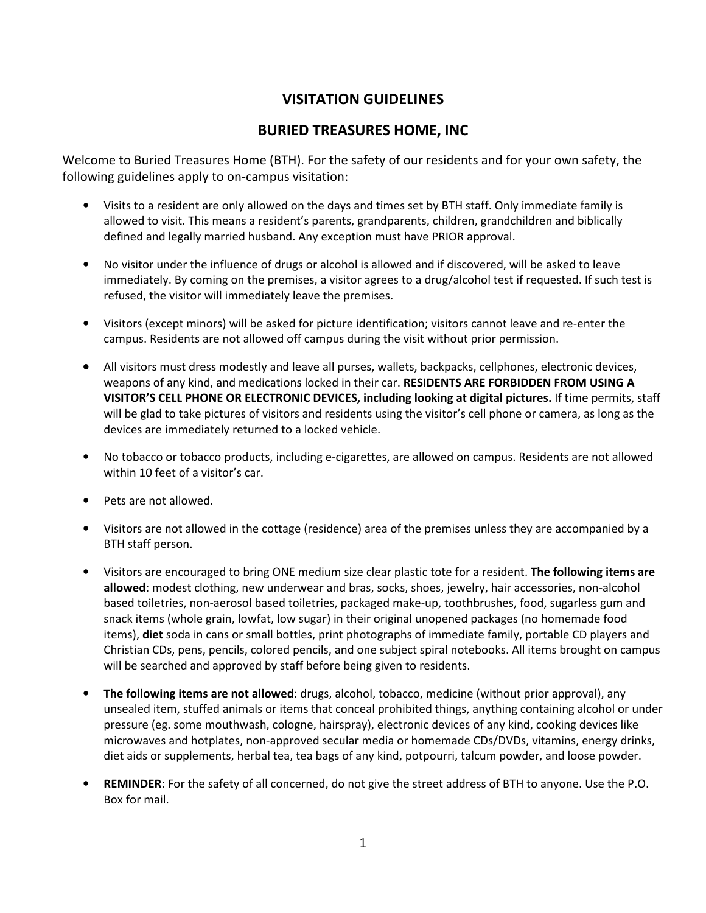# VISITATION GUIDELINES

## BURIED TREASURES HOME, INC

Welcome to Buried Treasures Home (BTH). For the safety of our residents and for your own safety, the following guidelines apply to on-campus visitation:

- Visits to a resident are only allowed on the days and times set by BTH staff. Only immediate family is allowed to visit. This means a resident's parents, grandparents, children, grandchildren and biblically defined and legally married husband. Any exception must have PRIOR approval.

- No visitor under the influence of drugs or alcohol is allowed and if discovered, will be asked to leave immediately. By coming on the premises, a visitor agrees to a drug/alcohol test if requested. If such test is refused, the visitor will immediately leave the premises.

- Visitors (except minors) will be asked for picture identification; visitors cannot leave and re-enter the campus. Residents are not allowed off campus during the visit without prior permission.

- All visitors must dress modestly and leave all purses, wallets, backpacks, cellphones, electronic devices, weapons of any kind, and medications locked in their car. **RESIDENTS ARE FORBIDDEN FROM USING A VISITOR'S CELL PHONE OR ELECTRONIC DEVICES, including looking at digital pictures.** If time permits, staff will be glad to take pictures of visitors and residents using the visitor's cell phone or camera, as long as the devices are immediately returned to a locked vehicle.

- No tobacco or tobacco products, including e-cigarettes, are allowed on campus. Residents are not allowed within 10 feet of a visitor's car.

- Pets are not allowed.

- Visitors are not allowed in the cottage (residence) area of the premises unless they are accompanied by a BTH staff person.

- Visitors are encouraged to bring ONE medium size clear plastic tote for a resident. **The following items are allowed**: modest clothing, new underwear and bras, socks, shoes, jewelry, hair accessories, non-alcohol based toiletries, non-aerosol based toiletries, packaged make-up, toothbrushes, food, sugarless gum and snack items (whole grain, lowfat, low sugar) in their original unopened packages (no homemade food items), **diet** soda in cans or small bottles, print photographs of immediate family, portable CD players and Christian CDs, pens, pencils, colored pencils, and one subject spiral notebooks. All items brought on campus will be searched and approved by staff before being given to residents.

- **The following items are not allowed**: drugs, alcohol, tobacco, medicine (without prior approval), any unsealed item, stuffed animals or items that conceal prohibited things, anything containing alcohol or under pressure (eg. some mouthwash, cologne, hairspray), electronic devices of any kind, cooking devices like microwaves and hotplates, non-approved secular media or homemade CDs/DVDs, vitamins, energy drinks, diet aids or supplements, herbal tea, tea bags of any kind, potpourri, talcum powder, and loose powder.

- **REMINDER**: For the safety of all concerned, do not give the street address of BTH to anyone. Use the P.O. Box for mail.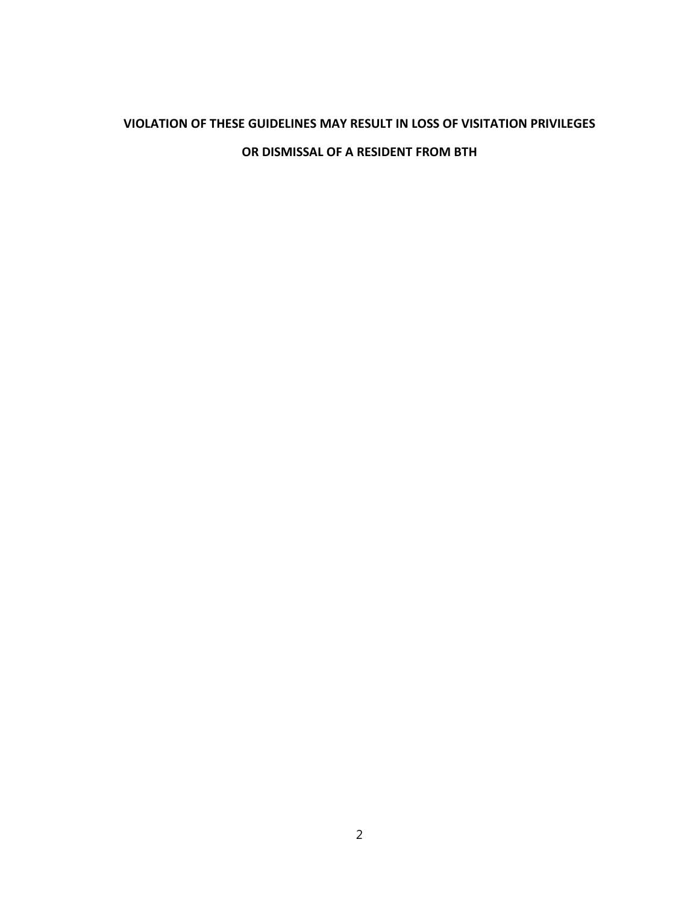**VIOLATION OF THESE GUIDELINES MAY RESULT IN LOSS OF VISITATION PRIVILEGES**

**OR DISMISSAL OF A RESIDENT FROM BTH**